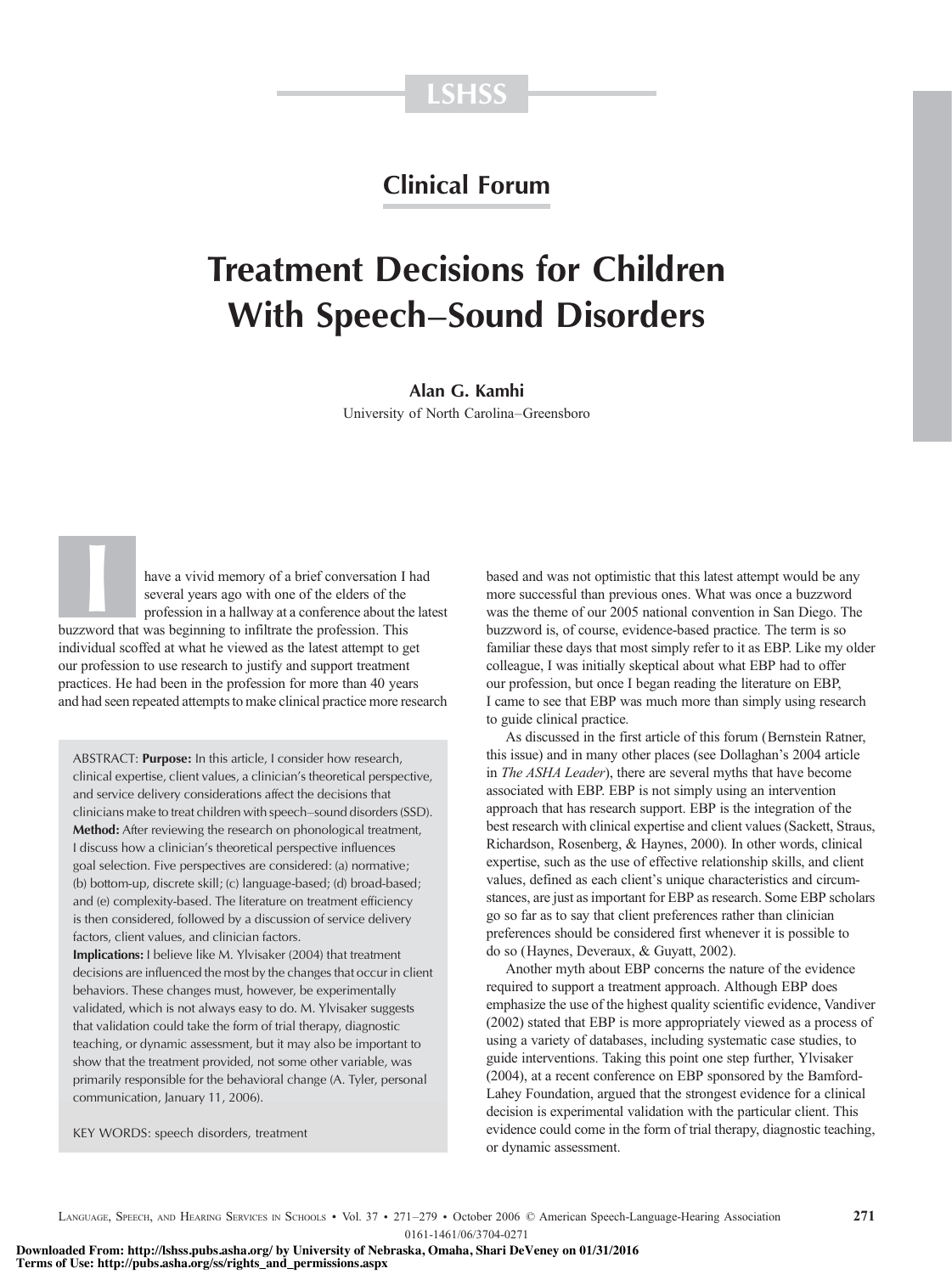Clinical Forum

# Treatment Decisions for Children With Speech–Sound Disorders

**Alan G. Kamhi**
University of North Carolina–Greensboro

ABSTRACT: **Purpose:** In this article, I consider how research, clinical expertise, client values, a clinician's theoretical perspective, and service delivery considerations affect the decisions that clinicians make to treat children with speech–sound disorders (SSD).
**Method:** After reviewing the research on phonological treatment, I discuss how a clinician's theoretical perspective influences goal selection. Five perspectives are considered: (a) normative; (b) bottom-up, discrete skill; (c) language-based; (d) broad-based; and (e) complexity-based. The literature on treatment efficiency is then considered, followed by a discussion of service delivery factors, client values, and clinician factors.
**Implications:** I believe like M. Ylvisaker (2004) that treatment decisions are influenced the most by the changes that occur in client behaviors. These changes must, however, be experimentally validated, which is not always easy to do. M. Ylvisaker suggests that validation could take the form of trial therapy, diagnostic teaching, or dynamic assessment, but it may also be important to show that the treatment provided, not some other variable, was primarily responsible for the behavioral change (A. Tyler, personal communication, January 11, 2006).

KEY WORDS: speech disorders, treatment

I have a vivid memory of a brief conversation I had several years ago with one of the elders of the profession in a hallway at a conference about the latest buzzword that was beginning to infiltrate the profession. This individual scoffed at what he viewed as the latest attempt to get our profession to use research to justify and support treatment practices. He had been in the profession for more than 40 years and had seen repeated attempts to make clinical practice more research based and was not optimistic that this latest attempt would be any more successful than previous ones. What was once a buzzword was the theme of our 2005 national convention in San Diego. The buzzword is, of course, evidence-based practice. The term is so familiar these days that most simply refer to it as EBP. Like my older colleague, I was initially skeptical about what EBP had to offer our profession, but once I began reading the literature on EBP, I came to see that EBP was much more than simply using research to guide clinical practice.

As discussed in the first article of this forum (Bernstein Ratner, this issue) and in many other places (see Dollaghan's 2004 article in *The ASHA Leader*), there are several myths that have become associated with EBP. EBP is not simply using an intervention approach that has research support. EBP is the integration of the best research with clinical expertise and client values (Sackett, Straus, Richardson, Rosenberg, & Haynes, 2000). In other words, clinical expertise, such as the use of effective relationship skills, and client values, defined as each client's unique characteristics and circumstances, are just as important for EBP as research. Some EBP scholars go so far as to say that client preferences rather than clinician preferences should be considered first whenever it is possible to do so (Haynes, Deveraux, & Guyatt, 2002).

Another myth about EBP concerns the nature of the evidence required to support a treatment approach. Although EBP does emphasize the use of the highest quality scientific evidence, Vandiver (2002) stated that EBP is more appropriately viewed as a process of using a variety of databases, including systematic case studies, to guide interventions. Taking this point one step further, Ylvisaker (2004), at a recent conference on EBP sponsored by the Bamford-Lahey Foundation, argued that the strongest evidence for a clinical decision is experimental validation with the particular client. This evidence could come in the form of trial therapy, diagnostic teaching, or dynamic assessment.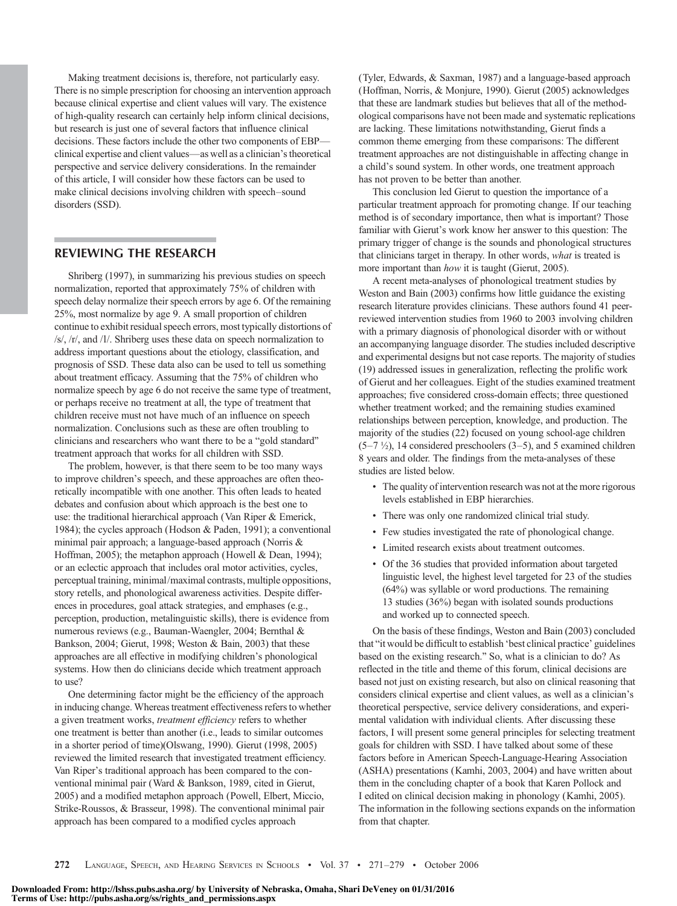Making treatment decisions is, therefore, not particularly easy. There is no simple prescription for choosing an intervention approach because clinical expertise and client values will vary. The existence of high-quality research can certainly help inform clinical decisions, but research is just one of several factors that influence clinical decisions. These factors include the other two components of EBP—clinical expertise and client values—as well as a clinician's theoretical perspective and service delivery considerations. In the remainder of this article, I will consider how these factors can be used to make clinical decisions involving children with speech–sound disorders (SSD).

## REVIEWING THE RESEARCH

Shriberg (1997), in summarizing his previous studies on speech normalization, reported that approximately 75% of children with speech delay normalize their speech errors by age 6. Of the remaining 25%, most normalize by age 9. A small proportion of children continue to exhibit residual speech errors, most typically distortions of /s/, /r/, and /l/. Shriberg uses these data on speech normalization to address important questions about the etiology, classification, and prognosis of SSD. These data also can be used to tell us something about treatment efficacy. Assuming that the 75% of children who normalize speech by age 6 do not receive the same type of treatment, or perhaps receive no treatment at all, the type of treatment that children receive must not have much of an influence on speech normalization. Conclusions such as these are often troubling to clinicians and researchers who want there to be a "gold standard" treatment approach that works for all children with SSD.

The problem, however, is that there seem to be too many ways to improve children's speech, and these approaches are often theoretically incompatible with one another. This often leads to heated debates and confusion about which approach is the best one to use: the traditional hierarchical approach (Van Riper & Emerick, 1984); the cycles approach (Hodson & Paden, 1991); a conventional minimal pair approach; a language-based approach (Norris & Hoffman, 2005); the metaphon approach (Howell & Dean, 1994); or an eclectic approach that includes oral motor activities, cycles, perceptual training, minimal/maximal contrasts, multiple oppositions, story retells, and phonological awareness activities. Despite differences in procedures, goal attack strategies, and emphases (e.g., perception, production, metalinguistic skills), there is evidence from numerous reviews (e.g., Bauman-Waengler, 2004; Bernthal & Bankson, 2004; Gierut, 1998; Weston & Bain, 2003) that these approaches are all effective in modifying children's phonological systems. How then do clinicians decide which treatment approach to use?

One determining factor might be the efficiency of the approach in inducing change. Whereas treatment effectiveness refers to whether a given treatment works, *treatment efficiency* refers to whether one treatment is better than another (i.e., leads to similar outcomes in a shorter period of time)(Olswang, 1990). Gierut (1998, 2005) reviewed the limited research that investigated treatment efficiency. Van Riper's traditional approach has been compared to the conventional minimal pair (Ward & Bankson, 1989, cited in Gierut, 2005) and a modified metaphon approach (Powell, Elbert, Miccio, Strike-Roussos, & Brasseur, 1998). The conventional minimal pair approach has been compared to a modified cycles approach (Tyler, Edwards, & Saxman, 1987) and a language-based approach (Hoffman, Norris, & Monjure, 1990). Gierut (2005) acknowledges that these are landmark studies but believes that all of the methodological comparisons have not been made and systematic replications are lacking. These limitations notwithstanding, Gierut finds a common theme emerging from these comparisons: The different treatment approaches are not distinguishable in affecting change in a child's sound system. In other words, one treatment approach has not proven to be better than another.

This conclusion led Gierut to question the importance of a particular treatment approach for promoting change. If our teaching method is of secondary importance, then what is important? Those familiar with Gierut's work know her answer to this question: The primary trigger of change is the sounds and phonological structures that clinicians target in therapy. In other words, *what* is treated is more important than *how* it is taught (Gierut, 2005).

A recent meta-analyses of phonological treatment studies by Weston and Bain (2003) confirms how little guidance the existing research literature provides clinicians. These authors found 41 peer-reviewed intervention studies from 1960 to 2003 involving children with a primary diagnosis of phonological disorder with or without an accompanying language disorder. The studies included descriptive and experimental designs but not case reports. The majority of studies (19) addressed issues in generalization, reflecting the prolific work of Gierut and her colleagues. Eight of the studies examined treatment approaches; five considered cross-domain effects; three questioned whether treatment worked; and the remaining studies examined relationships between perception, knowledge, and production. The majority of the studies (22) focused on young school-age children (5–7 ½), 14 considered preschoolers (3–5), and 5 examined children 8 years and older. The findings from the meta-analyses of these studies are listed below.

- The quality of intervention research was not at the more rigorous levels established in EBP hierarchies.
- There was only one randomized clinical trial study.
- Few studies investigated the rate of phonological change.
- Limited research exists about treatment outcomes.
- Of the 36 studies that provided information about targeted linguistic level, the highest level targeted for 23 of the studies (64%) was syllable or word productions. The remaining 13 studies (36%) began with isolated sounds productions and worked up to connected speech.

On the basis of these findings, Weston and Bain (2003) concluded that "it would be difficult to establish 'best clinical practice' guidelines based on the existing research." So, what is a clinician to do? As reflected in the title and theme of this forum, clinical decisions are based not just on existing research, but also on clinical reasoning that considers clinical expertise and client values, as well as a clinician's theoretical perspective, service delivery considerations, and experimental validation with individual clients. After discussing these factors, I will present some general principles for selecting treatment goals for children with SSD. I have talked about some of these factors before in American Speech-Language-Hearing Association (ASHA) presentations (Kamhi, 2003, 2004) and have written about them in the concluding chapter of a book that Karen Pollock and I edited on clinical decision making in phonology (Kamhi, 2005). The information in the following sections expands on the information from that chapter.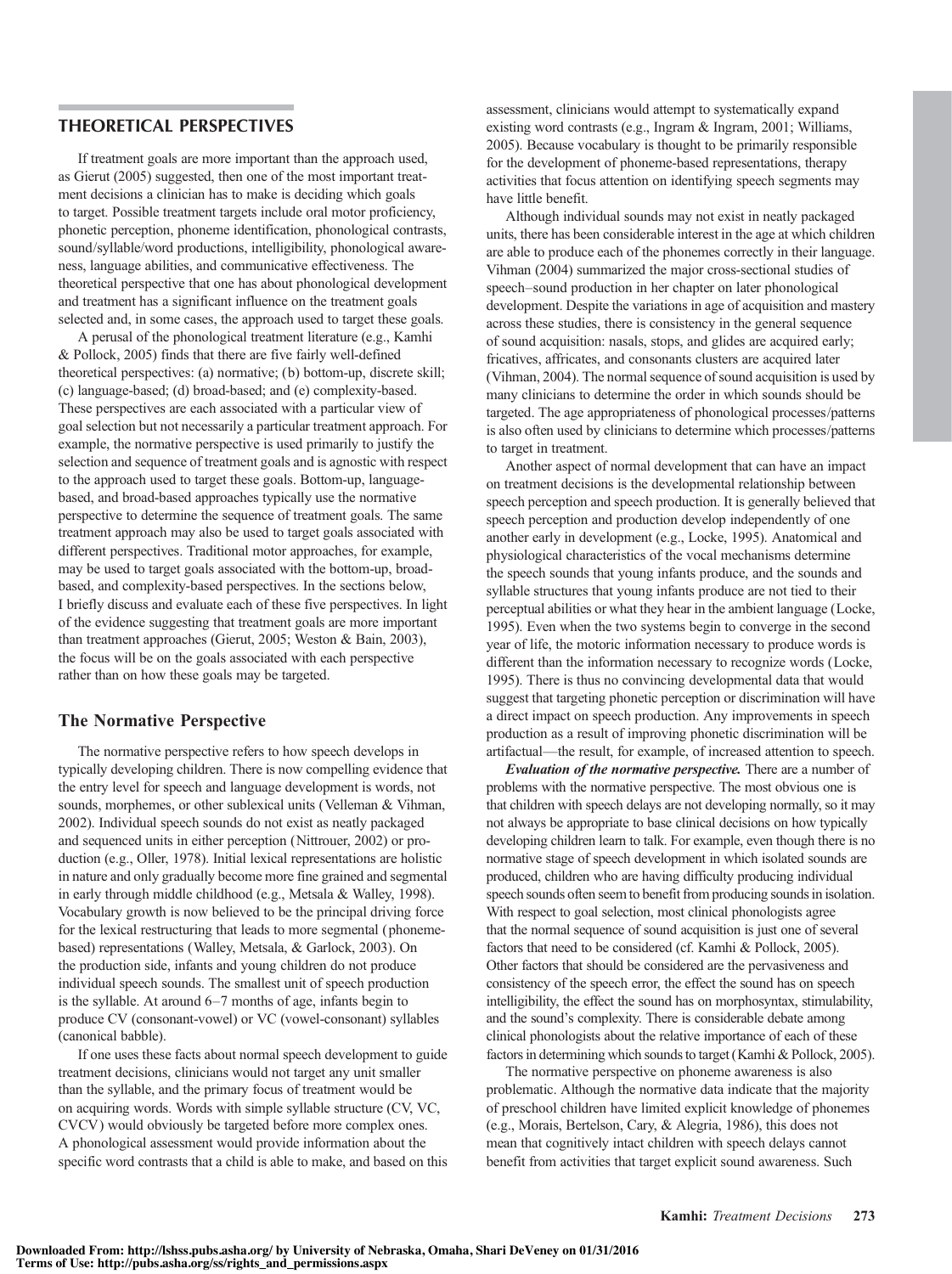## THEORETICAL PERSPECTIVES

If treatment goals are more important than the approach used, as Gierut (2005) suggested, then one of the most important treatment decisions a clinician has to make is deciding which goals to target. Possible treatment targets include oral motor proficiency, phonetic perception, phoneme identification, phonological contrasts, sound/syllable/word productions, intelligibility, phonological awareness, language abilities, and communicative effectiveness. The theoretical perspective that one has about phonological development and treatment has a significant influence on the treatment goals selected and, in some cases, the approach used to target these goals.

A perusal of the phonological treatment literature (e.g., Kamhi & Pollock, 2005) finds that there are five fairly well-defined theoretical perspectives: (a) normative; (b) bottom-up, discrete skill; (c) language-based; (d) broad-based; and (e) complexity-based. These perspectives are each associated with a particular view of goal selection but not necessarily a particular treatment approach. For example, the normative perspective is used primarily to justify the selection and sequence of treatment goals and is agnostic with respect to the approach used to target these goals. Bottom-up, language-based, and broad-based approaches typically use the normative perspective to determine the sequence of treatment goals. The same treatment approach may also be used to target goals associated with different perspectives. Traditional motor approaches, for example, may be used to target goals associated with the bottom-up, broad-based, and complexity-based perspectives. In the sections below, I briefly discuss and evaluate each of these five perspectives. In light of the evidence suggesting that treatment goals are more important than treatment approaches (Gierut, 2005; Weston & Bain, 2003), the focus will be on the goals associated with each perspective rather than on how these goals may be targeted.

### The Normative Perspective

The normative perspective refers to how speech develops in typically developing children. There is now compelling evidence that the entry level for speech and language development is words, not sounds, morphemes, or other sublexical units (Velleman & Vihman, 2002). Individual speech sounds do not exist as neatly packaged and sequenced units in either perception (Nittrouer, 2002) or production (e.g., Oller, 1978). Initial lexical representations are holistic in nature and only gradually become more fine grained and segmental in early through middle childhood (e.g., Metsala & Walley, 1998). Vocabulary growth is now believed to be the principal driving force for the lexical restructuring that leads to more segmental (phoneme-based) representations (Walley, Metsala, & Garlock, 2003). On the production side, infants and young children do not produce individual speech sounds. The smallest unit of speech production is the syllable. At around 6–7 months of age, infants begin to produce CV (consonant-vowel) or VC (vowel-consonant) syllables (canonical babble).

If one uses these facts about normal speech development to guide treatment decisions, clinicians would not target any unit smaller than the syllable, and the primary focus of treatment would be on acquiring words. Words with simple syllable structure (CV, VC, CVCV) would obviously be targeted before more complex ones. A phonological assessment would provide information about the specific word contrasts that a child is able to make, and based on this assessment, clinicians would attempt to systematically expand existing word contrasts (e.g., Ingram & Ingram, 2001; Williams, 2005). Because vocabulary is thought to be primarily responsible for the development of phoneme-based representations, therapy activities that focus attention on identifying speech segments may have little benefit.

Although individual sounds may not exist in neatly packaged units, there has been considerable interest in the age at which children are able to produce each of the phonemes correctly in their language. Vihman (2004) summarized the major cross-sectional studies of speech–sound production in her chapter on later phonological development. Despite the variations in age of acquisition and mastery across these studies, there is consistency in the general sequence of sound acquisition: nasals, stops, and glides are acquired early; fricatives, affricates, and consonants clusters are acquired later (Vihman, 2004). The normal sequence of sound acquisition is used by many clinicians to determine the order in which sounds should be targeted. The age appropriateness of phonological processes/patterns is also often used by clinicians to determine which processes/patterns to target in treatment.

Another aspect of normal development that can have an impact on treatment decisions is the developmental relationship between speech perception and speech production. It is generally believed that speech perception and production develop independently of one another early in development (e.g., Locke, 1995). Anatomical and physiological characteristics of the vocal mechanisms determine the speech sounds that young infants produce, and the sounds and syllable structures that young infants produce are not tied to their perceptual abilities or what they hear in the ambient language (Locke, 1995). Even when the two systems begin to converge in the second year of life, the motoric information necessary to produce words is different than the information necessary to recognize words (Locke, 1995). There is thus no convincing developmental data that would suggest that targeting phonetic perception or discrimination will have a direct impact on speech production. Any improvements in speech production as a result of improving phonetic discrimination will be artifactual—the result, for example, of increased attention to speech.

***Evaluation of the normative perspective.*** There are a number of problems with the normative perspective. The most obvious one is that children with speech delays are not developing normally, so it may not always be appropriate to base clinical decisions on how typically developing children learn to talk. For example, even though there is no normative stage of speech development in which isolated sounds are produced, children who are having difficulty producing individual speech sounds often seem to benefit from producing sounds in isolation. With respect to goal selection, most clinical phonologists agree that the normal sequence of sound acquisition is just one of several factors that need to be considered (cf. Kamhi & Pollock, 2005). Other factors that should be considered are the pervasiveness and consistency of the speech error, the effect the sound has on speech intelligibility, the effect the sound has on morphosyntax, stimulability, and the sound's complexity. There is considerable debate among clinical phonologists about the relative importance of each of these factors in determining which sounds to target (Kamhi & Pollock, 2005).

The normative perspective on phoneme awareness is also problematic. Although the normative data indicate that the majority of preschool children have limited explicit knowledge of phonemes (e.g., Morais, Bertelson, Cary, & Alegria, 1986), this does not mean that cognitively intact children with speech delays cannot benefit from activities that target explicit sound awareness. Such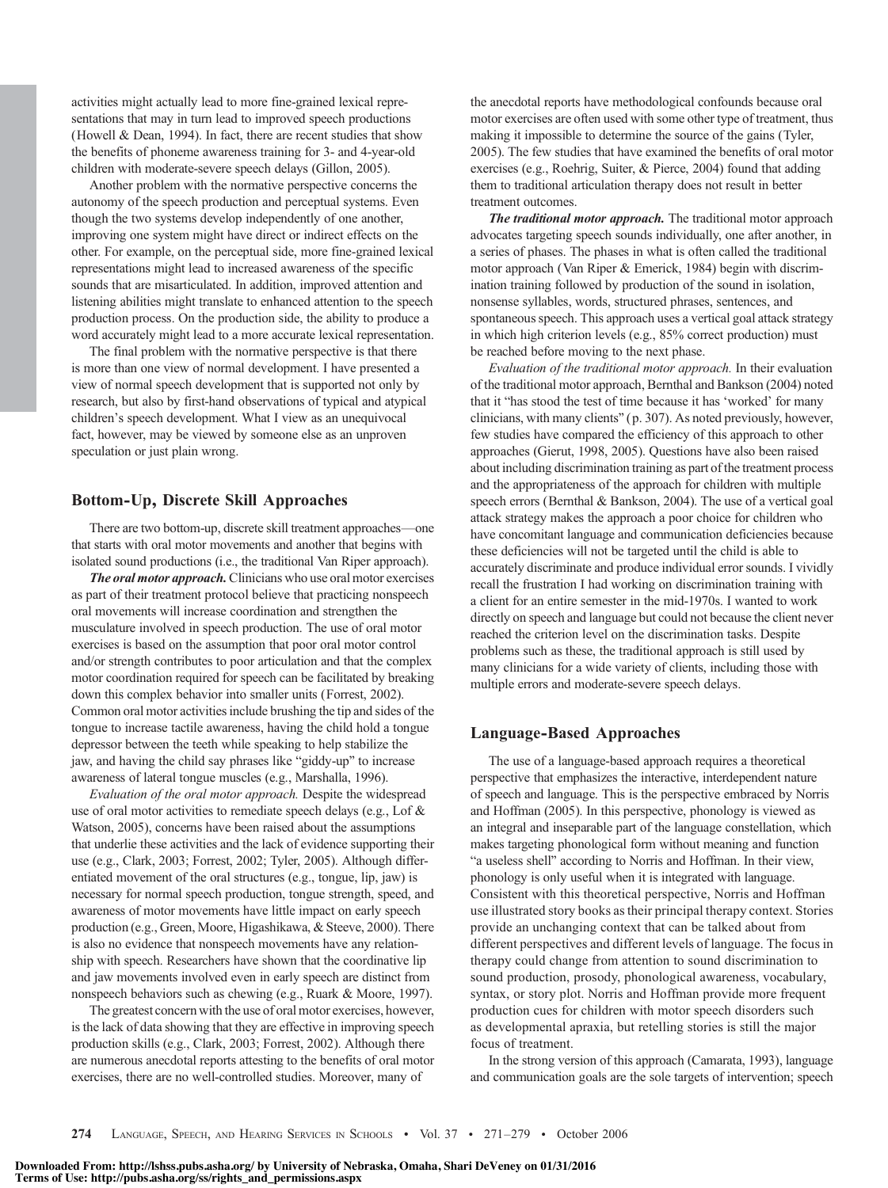activities might actually lead to more fine-grained lexical representations that may in turn lead to improved speech productions (Howell & Dean, 1994). In fact, there are recent studies that show the benefits of phoneme awareness training for 3- and 4-year-old children with moderate-severe speech delays (Gillon, 2005).

Another problem with the normative perspective concerns the autonomy of the speech production and perceptual systems. Even though the two systems develop independently of one another, improving one system might have direct or indirect effects on the other. For example, on the perceptual side, more fine-grained lexical representations might lead to increased awareness of the specific sounds that are misarticulated. In addition, improved attention and listening abilities might translate to enhanced attention to the speech production process. On the production side, the ability to produce a word accurately might lead to a more accurate lexical representation.

The final problem with the normative perspective is that there is more than one view of normal development. I have presented a view of normal speech development that is supported not only by research, but also by first-hand observations of typical and atypical children's speech development. What I view as an unequivocal fact, however, may be viewed by someone else as an unproven speculation or just plain wrong.

## Bottom-Up, Discrete Skill Approaches

There are two bottom-up, discrete skill treatment approaches—one that starts with oral motor movements and another that begins with isolated sound productions (i.e., the traditional Van Riper approach).

***The oral motor approach.*** Clinicians who use oral motor exercises as part of their treatment protocol believe that practicing nonspeech oral movements will increase coordination and strengthen the musculature involved in speech production. The use of oral motor exercises is based on the assumption that poor oral motor control and/or strength contributes to poor articulation and that the complex motor coordination required for speech can be facilitated by breaking down this complex behavior into smaller units (Forrest, 2002). Common oral motor activities include brushing the tip and sides of the tongue to increase tactile awareness, having the child hold a tongue depressor between the teeth while speaking to help stabilize the jaw, and having the child say phrases like "giddy-up" to increase awareness of lateral tongue muscles (e.g., Marshalla, 1996).

*Evaluation of the oral motor approach.* Despite the widespread use of oral motor activities to remediate speech delays (e.g., Lof & Watson, 2005), concerns have been raised about the assumptions that underlie these activities and the lack of evidence supporting their use (e.g., Clark, 2003; Forrest, 2002; Tyler, 2005). Although differentiated movement of the oral structures (e.g., tongue, lip, jaw) is necessary for normal speech production, tongue strength, speed, and awareness of motor movements have little impact on early speech production (e.g., Green, Moore, Higashikawa, & Steeve, 2000). There is also no evidence that nonspeech movements have any relationship with speech. Researchers have shown that the coordinative lip and jaw movements involved even in early speech are distinct from nonspeech behaviors such as chewing (e.g., Ruark & Moore, 1997).

The greatest concern with the use of oral motor exercises, however, is the lack of data showing that they are effective in improving speech production skills (e.g., Clark, 2003; Forrest, 2002). Although there are numerous anecdotal reports attesting to the benefits of oral motor exercises, there are no well-controlled studies. Moreover, many of the anecdotal reports have methodological confounds because oral motor exercises are often used with some other type of treatment, thus making it impossible to determine the source of the gains (Tyler, 2005). The few studies that have examined the benefits of oral motor exercises (e.g., Roehrig, Suiter, & Pierce, 2004) found that adding them to traditional articulation therapy does not result in better treatment outcomes.

***The traditional motor approach.*** The traditional motor approach advocates targeting speech sounds individually, one after another, in a series of phases. The phases in what is often called the traditional motor approach (Van Riper & Emerick, 1984) begin with discrimination training followed by production of the sound in isolation, nonsense syllables, words, structured phrases, sentences, and spontaneous speech. This approach uses a vertical goal attack strategy in which high criterion levels (e.g., 85% correct production) must be reached before moving to the next phase.

*Evaluation of the traditional motor approach.* In their evaluation of the traditional motor approach, Bernthal and Bankson (2004) noted that it "has stood the test of time because it has 'worked' for many clinicians, with many clients" (p. 307). As noted previously, however, few studies have compared the efficiency of this approach to other approaches (Gierut, 1998, 2005). Questions have also been raised about including discrimination training as part of the treatment process and the appropriateness of the approach for children with multiple speech errors (Bernthal & Bankson, 2004). The use of a vertical goal attack strategy makes the approach a poor choice for children who have concomitant language and communication deficiencies because these deficiencies will not be targeted until the child is able to accurately discriminate and produce individual error sounds. I vividly recall the frustration I had working on discrimination training with a client for an entire semester in the mid-1970s. I wanted to work directly on speech and language but could not because the client never reached the criterion level on the discrimination tasks. Despite problems such as these, the traditional approach is still used by many clinicians for a wide variety of clients, including those with multiple errors and moderate-severe speech delays.

## Language-Based Approaches

The use of a language-based approach requires a theoretical perspective that emphasizes the interactive, interdependent nature of speech and language. This is the perspective embraced by Norris and Hoffman (2005). In this perspective, phonology is viewed as an integral and inseparable part of the language constellation, which makes targeting phonological form without meaning and function "a useless shell" according to Norris and Hoffman. In their view, phonology is only useful when it is integrated with language. Consistent with this theoretical perspective, Norris and Hoffman use illustrated story books as their principal therapy context. Stories provide an unchanging context that can be talked about from different perspectives and different levels of language. The focus in therapy could change from attention to sound discrimination to sound production, prosody, phonological awareness, vocabulary, syntax, or story plot. Norris and Hoffman provide more frequent production cues for children with motor speech disorders such as developmental apraxia, but retelling stories is still the major focus of treatment.

In the strong version of this approach (Camarata, 1993), language and communication goals are the sole targets of intervention; speech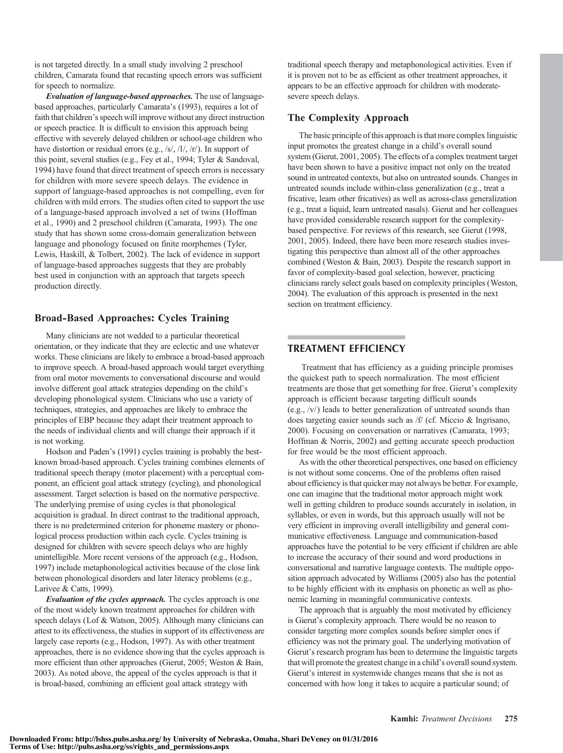is not targeted directly. In a small study involving 2 preschool children, Camarata found that recasting speech errors was sufficient for speech to normalize.

***Evaluation of language-based approaches.*** The use of language-based approaches, particularly Camarata's (1993), requires a lot of faith that children's speech will improve without any direct instruction or speech practice. It is difficult to envision this approach being effective with severely delayed children or school-age children who have distortion or residual errors (e.g., /s/, /l/, /r/). In support of this point, several studies (e.g., Fey et al., 1994; Tyler & Sandoval, 1994) have found that direct treatment of speech errors is necessary for children with more severe speech delays. The evidence in support of language-based approaches is not compelling, even for children with mild errors. The studies often cited to support the use of a language-based approach involved a set of twins (Hoffman et al., 1990) and 2 preschool children (Camarata, 1993). The one study that has shown some cross-domain generalization between language and phonology focused on finite morphemes (Tyler, Lewis, Haskill, & Tolbert, 2002). The lack of evidence in support of language-based approaches suggests that they are probably best used in conjunction with an approach that targets speech production directly.

### Broad-Based Approaches: Cycles Training

Many clinicians are not wedded to a particular theoretical orientation, or they indicate that they are eclectic and use whatever works. These clinicians are likely to embrace a broad-based approach to improve speech. A broad-based approach would target everything from oral motor movements to conversational discourse and would involve different goal attack strategies depending on the child's developing phonological system. Clinicians who use a variety of techniques, strategies, and approaches are likely to embrace the principles of EBP because they adapt their treatment approach to the needs of individual clients and will change their approach if it is not working.

Hodson and Paden's (1991) cycles training is probably the best-known broad-based approach. Cycles training combines elements of traditional speech therapy (motor placement) with a perceptual component, an efficient goal attack strategy (cycling), and phonological assessment. Target selection is based on the normative perspective. The underlying premise of using cycles is that phonological acquisition is gradual. In direct contrast to the traditional approach, there is no predetermined criterion for phoneme mastery or phonological process production within each cycle. Cycles training is designed for children with severe speech delays who are highly unintelligible. More recent versions of the approach (e.g., Hodson, 1997) include metaphonological activities because of the close link between phonological disorders and later literacy problems (e.g., Larivee & Catts, 1999).

***Evaluation of the cycles approach.*** The cycles approach is one of the most widely known treatment approaches for children with speech delays (Lof & Watson, 2005). Although many clinicians can attest to its effectiveness, the studies in support of its effectiveness are largely case reports (e.g., Hodson, 1997). As with other treatment approaches, there is no evidence showing that the cycles approach is more efficient than other approaches (Gierut, 2005; Weston & Bain, 2003). As noted above, the appeal of the cycles approach is that it is broad-based, combining an efficient goal attack strategy with traditional speech therapy and metaphonological activities. Even if it is proven not to be as efficient as other treatment approaches, it appears to be an effective approach for children with moderate-severe speech delays.

### The Complexity Approach

The basic principle of this approach is that more complex linguistic input promotes the greatest change in a child's overall sound system (Gierut, 2001, 2005). The effects of a complex treatment target have been shown to have a positive impact not only on the treated sound in untreated contexts, but also on untreated sounds. Changes in untreated sounds include within-class generalization (e.g., treat a fricative, learn other fricatives) as well as across-class generalization (e.g., treat a liquid, learn untreated nasals). Gierut and her colleagues have provided considerable research support for the complexity-based perspective. For reviews of this research, see Gierut (1998, 2001, 2005). Indeed, there have been more research studies investigating this perspective than almost all of the other approaches combined (Weston & Bain, 2003). Despite the research support in favor of complexity-based goal selection, however, practicing clinicians rarely select goals based on complexity principles (Weston, 2004). The evaluation of this approach is presented in the next section on treatment efficiency.

## TREATMENT EFFICIENCY

Treatment that has efficiency as a guiding principle promises the quickest path to speech normalization. The most efficient treatments are those that get something for free. Gierut's complexity approach is efficient because targeting difficult sounds (e.g., /v/) leads to better generalization of untreated sounds than does targeting easier sounds such as /f/ (cf. Miccio & Ingrisano, 2000). Focusing on conversation or narratives (Camarata, 1993; Hoffman & Norris, 2002) and getting accurate speech production for free would be the most efficient approach.

As with the other theoretical perspectives, one based on efficiency is not without some concerns. One of the problems often raised about efficiency is that quicker may not always be better. For example, one can imagine that the traditional motor approach might work well in getting children to produce sounds accurately in isolation, in syllables, or even in words, but this approach usually will not be very efficient in improving overall intelligibility and general communicative effectiveness. Language and communication-based approaches have the potential to be very efficient if children are able to increase the accuracy of their sound and word productions in conversational and narrative language contexts. The multiple opposition approach advocated by Williams (2005) also has the potential to be highly efficient with its emphasis on phonetic as well as phonemic learning in meaningful communicative contexts.

The approach that is arguably the most motivated by efficiency is Gierut's complexity approach. There would be no reason to consider targeting more complex sounds before simpler ones if efficiency was not the primary goal. The underlying motivation of Gierut's research program has been to determine the linguistic targets that will promote the greatest change in a child's overall sound system. Gierut's interest in systemwide changes means that she is not as concerned with how long it takes to acquire a particular sound; of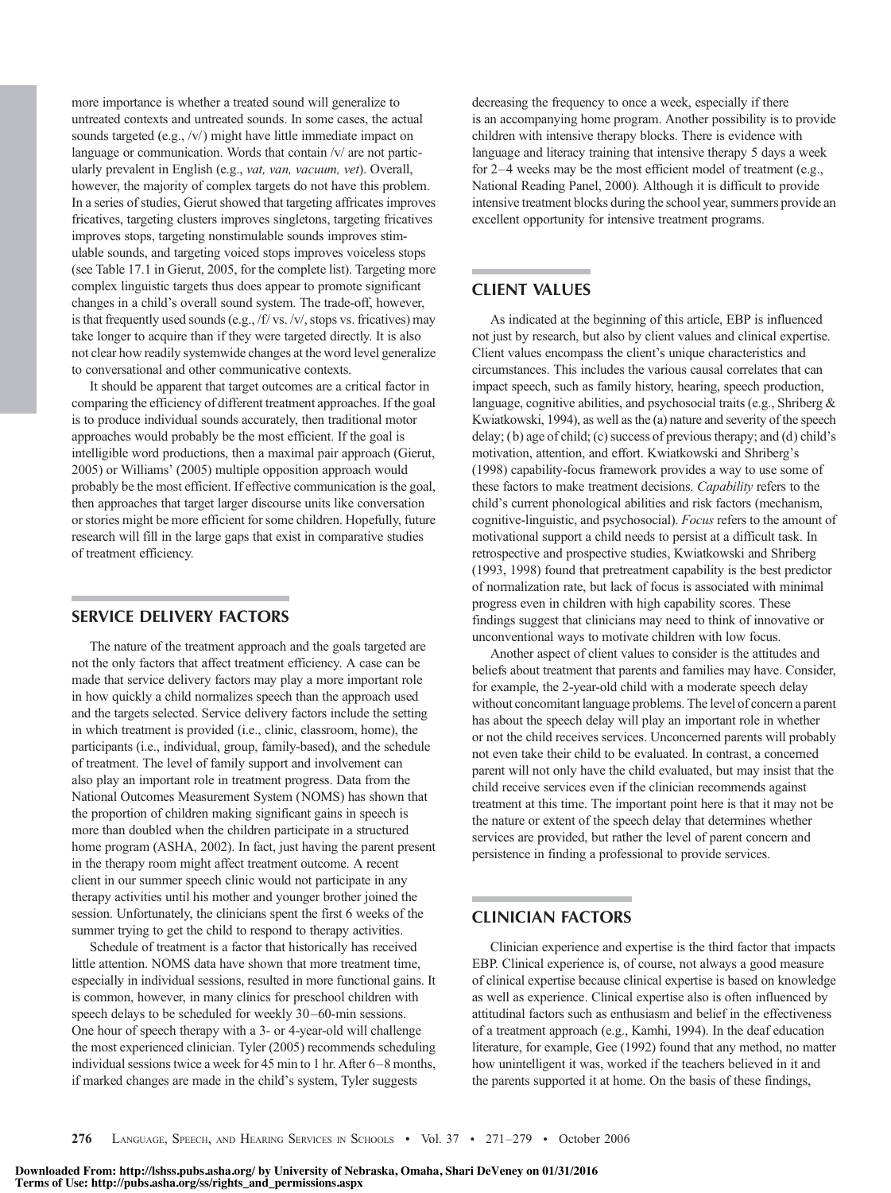more importance is whether a treated sound will generalize to untreated contexts and untreated sounds. In some cases, the actual sounds targeted (e.g., /v/) might have little immediate impact on language or communication. Words that contain /v/ are not particularly prevalent in English (e.g., *vat, van, vacuum, vet*). Overall, however, the majority of complex targets do not have this problem. In a series of studies, Gierut showed that targeting affricates improves fricatives, targeting clusters improves singletons, targeting fricatives improves stops, targeting nonstimulable sounds improves stimulable sounds, and targeting voiced stops improves voiceless stops (see Table 17.1 in Gierut, 2005, for the complete list). Targeting more complex linguistic targets thus does appear to promote significant changes in a child's overall sound system. The trade-off, however, is that frequently used sounds (e.g., /f/ vs. /v/, stops vs. fricatives) may take longer to acquire than if they were targeted directly. It is also not clear how readily systemwide changes at the word level generalize to conversational and other communicative contexts.

It should be apparent that target outcomes are a critical factor in comparing the efficiency of different treatment approaches. If the goal is to produce individual sounds accurately, then traditional motor approaches would probably be the most efficient. If the goal is intelligible word productions, then a maximal pair approach (Gierut, 2005) or Williams' (2005) multiple opposition approach would probably be the most efficient. If effective communication is the goal, then approaches that target larger discourse units like conversation or stories might be more efficient for some children. Hopefully, future research will fill in the large gaps that exist in comparative studies of treatment efficiency.

## SERVICE DELIVERY FACTORS

The nature of the treatment approach and the goals targeted are not the only factors that affect treatment efficiency. A case can be made that service delivery factors may play a more important role in how quickly a child normalizes speech than the approach used and the targets selected. Service delivery factors include the setting in which treatment is provided (i.e., clinic, classroom, home), the participants (i.e., individual, group, family-based), and the schedule of treatment. The level of family support and involvement can also play an important role in treatment progress. Data from the National Outcomes Measurement System (NOMS) has shown that the proportion of children making significant gains in speech is more than doubled when the children participate in a structured home program (ASHA, 2002). In fact, just having the parent present in the therapy room might affect treatment outcome. A recent client in our summer speech clinic would not participate in any therapy activities until his mother and younger brother joined the session. Unfortunately, the clinicians spent the first 6 weeks of the summer trying to get the child to respond to therapy activities.

Schedule of treatment is a factor that historically has received little attention. NOMS data have shown that more treatment time, especially in individual sessions, resulted in more functional gains. It is common, however, in many clinics for preschool children with speech delays to be scheduled for weekly 30–60-min sessions. One hour of speech therapy with a 3- or 4-year-old will challenge the most experienced clinician. Tyler (2005) recommends scheduling individual sessions twice a week for 45 min to 1 hr. After 6–8 months, if marked changes are made in the child's system, Tyler suggests decreasing the frequency to once a week, especially if there is an accompanying home program. Another possibility is to provide children with intensive therapy blocks. There is evidence with language and literacy training that intensive therapy 5 days a week for 2–4 weeks may be the most efficient model of treatment (e.g., National Reading Panel, 2000). Although it is difficult to provide intensive treatment blocks during the school year, summers provide an excellent opportunity for intensive treatment programs.

## CLIENT VALUES

As indicated at the beginning of this article, EBP is influenced not just by research, but also by client values and clinical expertise. Client values encompass the client's unique characteristics and circumstances. This includes the various causal correlates that can impact speech, such as family history, hearing, speech production, language, cognitive abilities, and psychosocial traits (e.g., Shriberg & Kwiatkowski, 1994), as well as the (a) nature and severity of the speech delay; (b) age of child; (c) success of previous therapy; and (d) child's motivation, attention, and effort. Kwiatkowski and Shriberg's (1998) capability-focus framework provides a way to use some of these factors to make treatment decisions. *Capability* refers to the child's current phonological abilities and risk factors (mechanism, cognitive-linguistic, and psychosocial). *Focus* refers to the amount of motivational support a child needs to persist at a difficult task. In retrospective and prospective studies, Kwiatkowski and Shriberg (1993, 1998) found that pretreatment capability is the best predictor of normalization rate, but lack of focus is associated with minimal progress even in children with high capability scores. These findings suggest that clinicians may need to think of innovative or unconventional ways to motivate children with low focus.

Another aspect of client values to consider is the attitudes and beliefs about treatment that parents and families may have. Consider, for example, the 2-year-old child with a moderate speech delay without concomitant language problems. The level of concern a parent has about the speech delay will play an important role in whether or not the child receives services. Unconcerned parents will probably not even take their child to be evaluated. In contrast, a concerned parent will not only have the child evaluated, but may insist that the child receive services even if the clinician recommends against treatment at this time. The important point here is that it may not be the nature or extent of the speech delay that determines whether services are provided, but rather the level of parent concern and persistence in finding a professional to provide services.

## CLINICIAN FACTORS

Clinician experience and expertise is the third factor that impacts EBP. Clinical experience is, of course, not always a good measure of clinical expertise because clinical expertise is based on knowledge as well as experience. Clinical expertise also is often influenced by attitudinal factors such as enthusiasm and belief in the effectiveness of a treatment approach (e.g., Kamhi, 1994). In the deaf education literature, for example, Gee (1992) found that any method, no matter how unintelligent it was, worked if the teachers believed in it and the parents supported it at home. On the basis of these findings,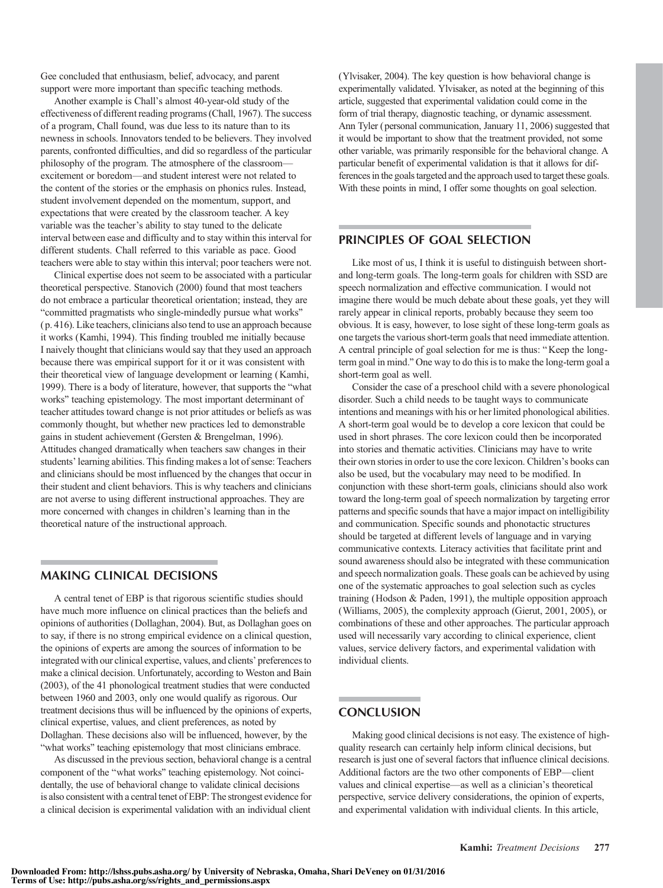Gee concluded that enthusiasm, belief, advocacy, and parent support were more important than specific teaching methods.

Another example is Chall's almost 40-year-old study of the effectiveness of different reading programs (Chall, 1967). The success of a program, Chall found, was due less to its nature than to its newness in schools. Innovators tended to be believers. They involved parents, confronted difficulties, and did so regardless of the particular philosophy of the program. The atmosphere of the classroom—excitement or boredom—and student interest were not related to the content of the stories or the emphasis on phonics rules. Instead, student involvement depended on the momentum, support, and expectations that were created by the classroom teacher. A key variable was the teacher's ability to stay tuned to the delicate interval between ease and difficulty and to stay within this interval for different students. Chall referred to this variable as pace. Good teachers were able to stay within this interval; poor teachers were not.

Clinical expertise does not seem to be associated with a particular theoretical perspective. Stanovich (2000) found that most teachers do not embrace a particular theoretical orientation; instead, they are "committed pragmatists who single-mindedly pursue what works" (p. 416). Like teachers, clinicians also tend to use an approach because it works (Kamhi, 1994). This finding troubled me initially because I naively thought that clinicians would say that they used an approach because there was empirical support for it or it was consistent with their theoretical view of language development or learning (Kamhi, 1999). There is a body of literature, however, that supports the "what works" teaching epistemology. The most important determinant of teacher attitudes toward change is not prior attitudes or beliefs as was commonly thought, but whether new practices led to demonstrable gains in student achievement (Gersten & Brengelman, 1996). Attitudes changed dramatically when teachers saw changes in their students' learning abilities. This finding makes a lot of sense: Teachers and clinicians should be most influenced by the changes that occur in their student and client behaviors. This is why teachers and clinicians are not averse to using different instructional approaches. They are more concerned with changes in children's learning than in the theoretical nature of the instructional approach.

## MAKING CLINICAL DECISIONS

A central tenet of EBP is that rigorous scientific studies should have much more influence on clinical practices than the beliefs and opinions of authorities (Dollaghan, 2004). But, as Dollaghan goes on to say, if there is no strong empirical evidence on a clinical question, the opinions of experts are among the sources of information to be integrated with our clinical expertise, values, and clients' preferences to make a clinical decision. Unfortunately, according to Weston and Bain (2003), of the 41 phonological treatment studies that were conducted between 1960 and 2003, only one would qualify as rigorous. Our treatment decisions thus will be influenced by the opinions of experts, clinical expertise, values, and client preferences, as noted by Dollaghan. These decisions also will be influenced, however, by the "what works" teaching epistemology that most clinicians embrace.

As discussed in the previous section, behavioral change is a central component of the "what works" teaching epistemology. Not coincidentally, the use of behavioral change to validate clinical decisions is also consistent with a central tenet of EBP: The strongest evidence for a clinical decision is experimental validation with an individual client (Ylvisaker, 2004). The key question is how behavioral change is experimentally validated. Ylvisaker, as noted at the beginning of this article, suggested that experimental validation could come in the form of trial therapy, diagnostic teaching, or dynamic assessment. Ann Tyler (personal communication, January 11, 2006) suggested that it would be important to show that the treatment provided, not some other variable, was primarily responsible for the behavioral change. A particular benefit of experimental validation is that it allows for differences in the goals targeted and the approach used to target these goals. With these points in mind, I offer some thoughts on goal selection.

## PRINCIPLES OF GOAL SELECTION

Like most of us, I think it is useful to distinguish between short- and long-term goals. The long-term goals for children with SSD are speech normalization and effective communication. I would not imagine there would be much debate about these goals, yet they will rarely appear in clinical reports, probably because they seem too obvious. It is easy, however, to lose sight of these long-term goals as one targets the various short-term goals that need immediate attention. A central principle of goal selection for me is thus: "Keep the long-term goal in mind." One way to do this is to make the long-term goal a short-term goal as well.

Consider the case of a preschool child with a severe phonological disorder. Such a child needs to be taught ways to communicate intentions and meanings with his or her limited phonological abilities. A short-term goal would be to develop a core lexicon that could be used in short phrases. The core lexicon could then be incorporated into stories and thematic activities. Clinicians may have to write their own stories in order to use the core lexicon. Children's books can also be used, but the vocabulary may need to be modified. In conjunction with these short-term goals, clinicians should also work toward the long-term goal of speech normalization by targeting error patterns and specific sounds that have a major impact on intelligibility and communication. Specific sounds and phonotactic structures should be targeted at different levels of language and in varying communicative contexts. Literacy activities that facilitate print and sound awareness should also be integrated with these communication and speech normalization goals. These goals can be achieved by using one of the systematic approaches to goal selection such as cycles training (Hodson & Paden, 1991), the multiple opposition approach (Williams, 2005), the complexity approach (Gierut, 2001, 2005), or combinations of these and other approaches. The particular approach used will necessarily vary according to clinical experience, client values, service delivery factors, and experimental validation with individual clients.

## CONCLUSION

Making good clinical decisions is not easy. The existence of high-quality research can certainly help inform clinical decisions, but research is just one of several factors that influence clinical decisions. Additional factors are the two other components of EBP—client values and clinical expertise—as well as a clinician's theoretical perspective, service delivery considerations, the opinion of experts, and experimental validation with individual clients. In this article,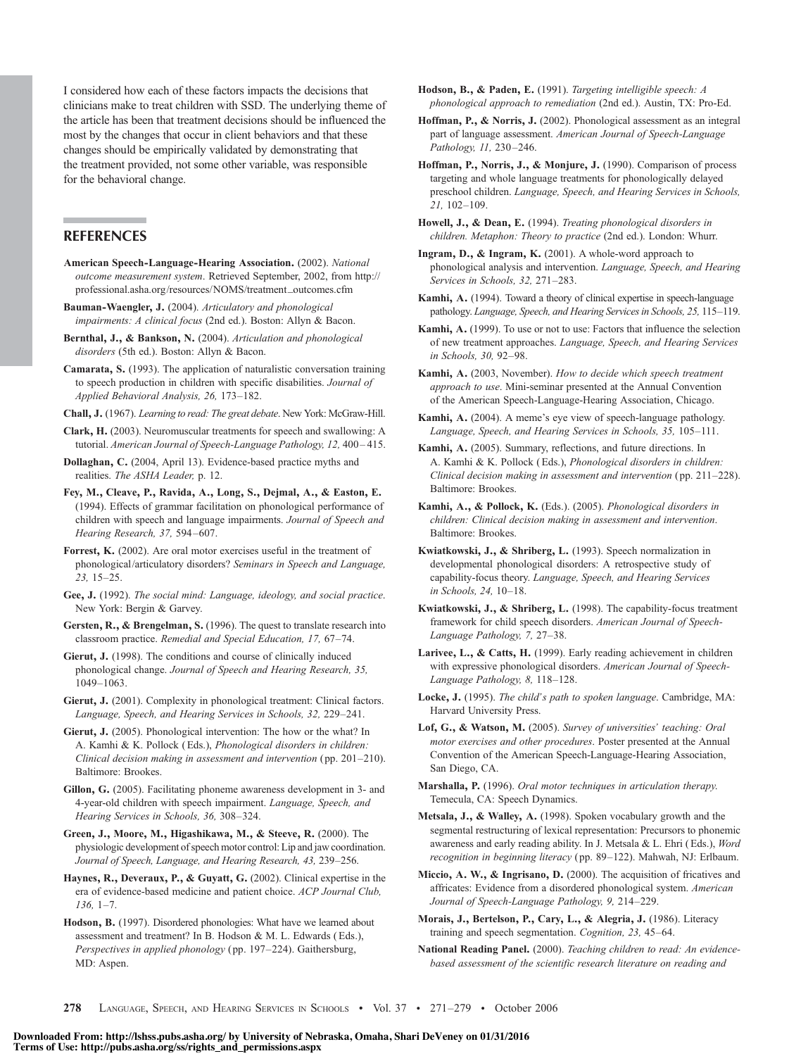I considered how each of these factors impacts the decisions that clinicians make to treat children with SSD. The underlying theme of the article has been that treatment decisions should be influenced the most by the changes that occur in client behaviors and that these changes should be empirically validated by demonstrating that the treatment provided, not some other variable, was responsible for the behavioral change.

## REFERENCES

**American Speech-Language-Hearing Association.** (2002). *National outcome measurement system*. Retrieved September, 2002, from http://professional.asha.org/resources/NOMS/treatment_outcomes.cfm

**Bauman-Waengler, J.** (2004). *Articulatory and phonological impairments: A clinical focus* (2nd ed.). Boston: Allyn & Bacon.

**Bernthal, J., & Bankson, N.** (2004). *Articulation and phonological disorders* (5th ed.). Boston: Allyn & Bacon.

**Camarata, S.** (1993). The application of naturalistic conversation training to speech production in children with specific disabilities. *Journal of Applied Behavioral Analysis, 26,* 173–182.

**Chall, J.** (1967). *Learning to read: The great debate*. New York: McGraw-Hill.

**Clark, H.** (2003). Neuromuscular treatments for speech and swallowing: A tutorial. *American Journal of Speech-Language Pathology, 12,* 400–415.

**Dollaghan, C.** (2004, April 13). Evidence-based practice myths and realities. *The ASHA Leader,* p. 12.

**Fey, M., Cleave, P., Ravida, A., Long, S., Dejmal, A., & Easton, E.** (1994). Effects of grammar facilitation on phonological performance of children with speech and language impairments. *Journal of Speech and Hearing Research, 37,* 594–607.

**Forrest, K.** (2002). Are oral motor exercises useful in the treatment of phonological/articulatory disorders? *Seminars in Speech and Language, 23,* 15–25.

**Gee, J.** (1992). *The social mind: Language, ideology, and social practice*. New York: Bergin & Garvey.

**Gersten, R., & Brengelman, S.** (1996). The quest to translate research into classroom practice. *Remedial and Special Education, 17,* 67–74.

**Gierut, J.** (1998). The conditions and course of clinically induced phonological change. *Journal of Speech and Hearing Research, 35,* 1049–1063.

**Gierut, J.** (2001). Complexity in phonological treatment: Clinical factors. *Language, Speech, and Hearing Services in Schools, 32,* 229–241.

**Gierut, J.** (2005). Phonological intervention: The how or the what? In A. Kamhi & K. Pollock (Eds.), *Phonological disorders in children: Clinical decision making in assessment and intervention* (pp. 201–210). Baltimore: Brookes.

**Gillon, G.** (2005). Facilitating phoneme awareness development in 3- and 4-year-old children with speech impairment. *Language, Speech, and Hearing Services in Schools, 36,* 308–324.

**Green, J., Moore, M., Higashikawa, M., & Steeve, R.** (2000). The physiologic development of speech motor control: Lip and jaw coordination. *Journal of Speech, Language, and Hearing Research, 43,* 239–256.

**Haynes, R., Deveraux, P., & Guyatt, G.** (2002). Clinical expertise in the era of evidence-based medicine and patient choice. *ACP Journal Club, 136,* 1–7.

**Hodson, B.** (1997). Disordered phonologies: What have we learned about assessment and treatment? In B. Hodson & M. L. Edwards (Eds.), *Perspectives in applied phonology* (pp. 197–224). Gaithersburg, MD: Aspen.

**Hodson, B., & Paden, E.** (1991). *Targeting intelligible speech: A phonological approach to remediation* (2nd ed.). Austin, TX: Pro-Ed.

**Hoffman, P., & Norris, J.** (2002). Phonological assessment as an integral part of language assessment. *American Journal of Speech-Language Pathology, 11,* 230–246.

**Hoffman, P., Norris, J., & Monjure, J.** (1990). Comparison of process targeting and whole language treatments for phonologically delayed preschool children. *Language, Speech, and Hearing Services in Schools, 21,* 102–109.

**Howell, J., & Dean, E.** (1994). *Treating phonological disorders in children. Metaphon: Theory to practice* (2nd ed.). London: Whurr.

**Ingram, D., & Ingram, K.** (2001). A whole-word approach to phonological analysis and intervention. *Language, Speech, and Hearing Services in Schools, 32,* 271–283.

**Kamhi, A.** (1994). Toward a theory of clinical expertise in speech-language pathology. *Language, Speech, and Hearing Services in Schools, 25,* 115–119.

**Kamhi, A.** (1999). To use or not to use: Factors that influence the selection of new treatment approaches. *Language, Speech, and Hearing Services in Schools, 30,* 92–98.

**Kamhi, A.** (2003, November). *How to decide which speech treatment approach to use*. Mini-seminar presented at the Annual Convention of the American Speech-Language-Hearing Association, Chicago.

**Kamhi, A.** (2004). A meme's eye view of speech-language pathology. *Language, Speech, and Hearing Services in Schools, 35,* 105–111.

**Kamhi, A.** (2005). Summary, reflections, and future directions. In A. Kamhi & K. Pollock (Eds.), *Phonological disorders in children: Clinical decision making in assessment and intervention* (pp. 211–228). Baltimore: Brookes.

**Kamhi, A., & Pollock, K.** (Eds.). (2005). *Phonological disorders in children: Clinical decision making in assessment and intervention*. Baltimore: Brookes.

**Kwiatkowski, J., & Shriberg, L.** (1993). Speech normalization in developmental phonological disorders: A retrospective study of capability-focus theory. *Language, Speech, and Hearing Services in Schools, 24,* 10–18.

**Kwiatkowski, J., & Shriberg, L.** (1998). The capability-focus treatment framework for child speech disorders. *American Journal of Speech-Language Pathology, 7,* 27–38.

**Larivee, L., & Catts, H.** (1999). Early reading achievement in children with expressive phonological disorders. *American Journal of Speech-Language Pathology, 8,* 118–128.

**Locke, J.** (1995). *The child's path to spoken language*. Cambridge, MA: Harvard University Press.

**Lof, G., & Watson, M.** (2005). *Survey of universities' teaching: Oral motor exercises and other procedures*. Poster presented at the Annual Convention of the American Speech-Language-Hearing Association, San Diego, CA.

**Marshalla, P.** (1996). *Oral motor techniques in articulation therapy.* Temecula, CA: Speech Dynamics.

**Metsala, J., & Walley, A.** (1998). Spoken vocabulary growth and the segmental restructuring of lexical representation: Precursors to phonemic awareness and early reading ability. In J. Metsala & L. Ehri (Eds.), *Word recognition in beginning literacy* (pp. 89–122). Mahwah, NJ: Erlbaum.

**Miccio, A. W., & Ingrisano, D.** (2000). The acquisition of fricatives and affricates: Evidence from a disordered phonological system. *American Journal of Speech-Language Pathology, 9,* 214–229.

**Morais, J., Bertelson, P., Cary, L., & Alegria, J.** (1986). Literacy training and speech segmentation. *Cognition, 23,* 45–64.

**National Reading Panel.** (2000). *Teaching children to read: An evidence-based assessment of the scientific research literature on reading and*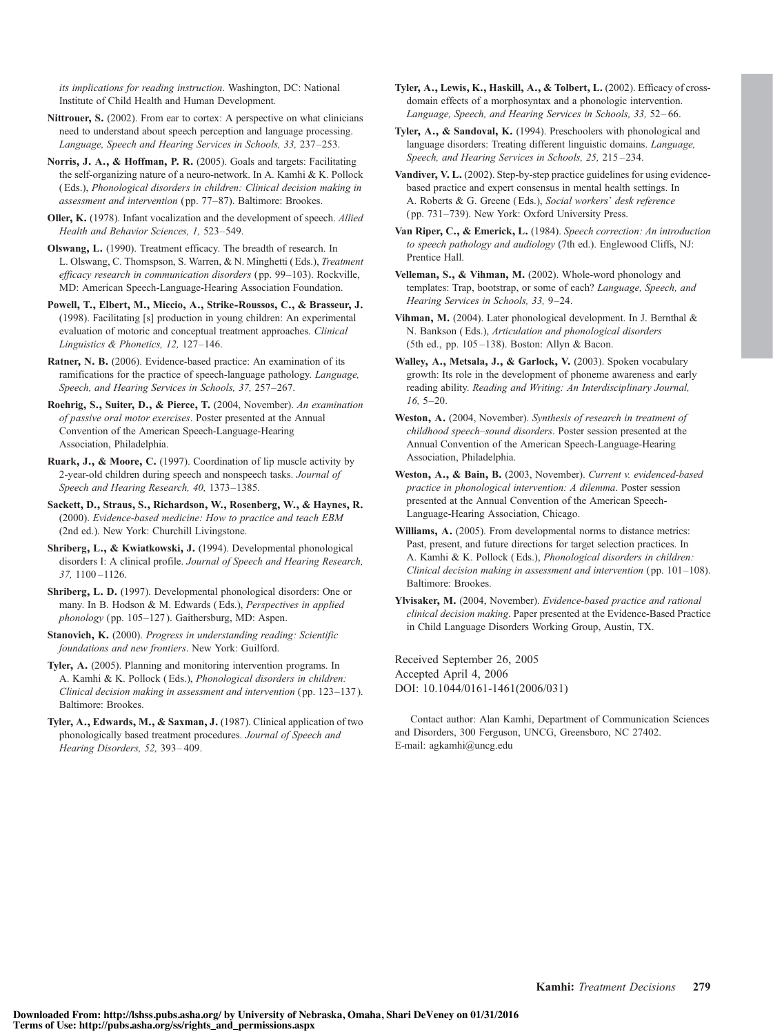*its implications for reading instruction*. Washington, DC: National Institute of Child Health and Human Development.

**Nittrouer, S.** (2002). From ear to cortex: A perspective on what clinicians need to understand about speech perception and language processing. *Language, Speech and Hearing Services in Schools, 33,* 237–253.

**Norris, J. A., & Hoffman, P. R.** (2005). Goals and targets: Facilitating the self-organizing nature of a neuro-network. In A. Kamhi & K. Pollock (Eds.), *Phonological disorders in children: Clinical decision making in assessment and intervention* (pp. 77–87). Baltimore: Brookes.

**Oller, K.** (1978). Infant vocalization and the development of speech. *Allied Health and Behavior Sciences, 1,* 523–549.

**Olswang, L.** (1990). Treatment efficacy. The breadth of research. In L. Olswang, C. Thomspson, S. Warren, & N. Minghetti (Eds.), *Treatment efficacy research in communication disorders* (pp. 99–103). Rockville, MD: American Speech-Language-Hearing Association Foundation.

**Powell, T., Elbert, M., Miccio, A., Strike-Roussos, C., & Brasseur, J.** (1998). Facilitating [s] production in young children: An experimental evaluation of motoric and conceptual treatment approaches. *Clinical Linguistics & Phonetics, 12,* 127–146.

**Ratner, N. B.** (2006). Evidence-based practice: An examination of its ramifications for the practice of speech-language pathology. *Language, Speech, and Hearing Services in Schools, 37,* 257–267.

**Roehrig, S., Suiter, D., & Pierce, T.** (2004, November). *An examination of passive oral motor exercises*. Poster presented at the Annual Convention of the American Speech-Language-Hearing Association, Philadelphia.

**Ruark, J., & Moore, C.** (1997). Coordination of lip muscle activity by 2-year-old children during speech and nonspeech tasks. *Journal of Speech and Hearing Research, 40,* 1373–1385.

**Sackett, D., Straus, S., Richardson, W., Rosenberg, W., & Haynes, R.** (2000). *Evidence-based medicine: How to practice and teach EBM* (2nd ed.). New York: Churchill Livingstone.

**Shriberg, L., & Kwiatkowski, J.** (1994). Developmental phonological disorders I: A clinical profile. *Journal of Speech and Hearing Research, 37,* 1100–1126.

**Shriberg, L. D.** (1997). Developmental phonological disorders: One or many. In B. Hodson & M. Edwards (Eds.), *Perspectives in applied phonology* (pp. 105–127). Gaithersburg, MD: Aspen.

**Stanovich, K.** (2000). *Progress in understanding reading: Scientific foundations and new frontiers*. New York: Guilford.

**Tyler, A.** (2005). Planning and monitoring intervention programs. In A. Kamhi & K. Pollock (Eds.), *Phonological disorders in children: Clinical decision making in assessment and intervention* (pp. 123–137). Baltimore: Brookes.

**Tyler, A., Edwards, M., & Saxman, J.** (1987). Clinical application of two phonologically based treatment procedures. *Journal of Speech and Hearing Disorders, 52,* 393–409.

**Tyler, A., Lewis, K., Haskill, A., & Tolbert, L.** (2002). Efficacy of cross-domain effects of a morphosyntax and a phonologic intervention. *Language, Speech, and Hearing Services in Schools, 33,* 52–66.

**Tyler, A., & Sandoval, K.** (1994). Preschoolers with phonological and language disorders: Treating different linguistic domains. *Language, Speech, and Hearing Services in Schools, 25,* 215–234.

**Vandiver, V. L.** (2002). Step-by-step practice guidelines for using evidence-based practice and expert consensus in mental health settings. In A. Roberts & G. Greene (Eds.), *Social workers' desk reference* (pp. 731–739). New York: Oxford University Press.

**Van Riper, C., & Emerick, L.** (1984). *Speech correction: An introduction to speech pathology and audiology* (7th ed.). Englewood Cliffs, NJ: Prentice Hall.

**Velleman, S., & Vihman, M.** (2002). Whole-word phonology and templates: Trap, bootstrap, or some of each? *Language, Speech, and Hearing Services in Schools, 33,* 9–24.

**Vihman, M.** (2004). Later phonological development. In J. Bernthal & N. Bankson (Eds.), *Articulation and phonological disorders* (5th ed., pp. 105–138). Boston: Allyn & Bacon.

**Walley, A., Metsala, J., & Garlock, V.** (2003). Spoken vocabulary growth: Its role in the development of phoneme awareness and early reading ability. *Reading and Writing: An Interdisciplinary Journal, 16,* 5–20.

**Weston, A.** (2004, November). *Synthesis of research in treatment of childhood speech–sound disorders*. Poster session presented at the Annual Convention of the American Speech-Language-Hearing Association, Philadelphia.

**Weston, A., & Bain, B.** (2003, November). *Current v. evidenced-based practice in phonological intervention: A dilemma*. Poster session presented at the Annual Convention of the American Speech-Language-Hearing Association, Chicago.

**Williams, A.** (2005). From developmental norms to distance metrics: Past, present, and future directions for target selection practices. In A. Kamhi & K. Pollock (Eds.), *Phonological disorders in children: Clinical decision making in assessment and intervention* (pp. 101–108). Baltimore: Brookes.

**Ylvisaker, M.** (2004, November). *Evidence-based practice and rational clinical decision making*. Paper presented at the Evidence-Based Practice in Child Language Disorders Working Group, Austin, TX.

Received September 26, 2005
Accepted April 4, 2006
DOI: 10.1044/0161-1461(2006/031)

Contact author: Alan Kamhi, Department of Communication Sciences and Disorders, 300 Ferguson, UNCG, Greensboro, NC 27402. E-mail: agkamhi@uncg.edu